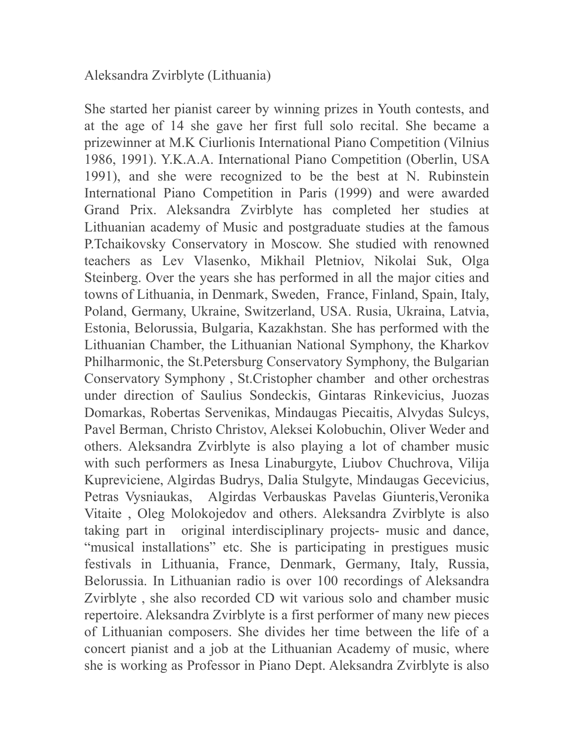Aleksandra Zvirblyte (Lithuania)

She started her pianist career by winning prizes in Youth contests, and at the age of 14 she gave her first full solo recital. She became a prizewinner at M.K Ciurlionis International Piano Competition (Vilnius 1986, 1991). Y.K.A.A. International Piano Competition (Oberlin, USA 1991), and she were recognized to be the best at N. Rubinstein International Piano Competition in Paris (1999) and were awarded Grand Prix. Aleksandra Zvirblyte has completed her studies at Lithuanian academy of Music and postgraduate studies at the famous P.Tchaikovsky Conservatory in Moscow. She studied with renowned teachers as Lev Vlasenko, Mikhail Pletniov, Nikolai Suk, Olga Steinberg. Over the years she has performed in all the major cities and towns of Lithuania, in Denmark, Sweden, France, Finland, Spain, Italy, Poland, Germany, Ukraine, Switzerland, USA. Rusia, Ukraina, Latvia, Estonia, Belorussia, Bulgaria, Kazakhstan. She has performed with the Lithuanian Chamber, the Lithuanian National Symphony, the Kharkov Philharmonic, the St.Petersburg Conservatory Symphony, the Bulgarian Conservatory Symphony , St.Cristopher chamber and other orchestras under direction of Saulius Sondeckis, Gintaras Rinkevicius, Juozas Domarkas, Robertas Servenikas, Mindaugas Piecaitis, Alvydas Sulcys, Pavel Berman, Christo Christov, Aleksei Kolobuchin, Oliver Weder and others. Aleksandra Zvirblyte is also playing a lot of chamber music with such performers as Inesa Linaburgyte, Liubov Chuchrova, Vilija Kupreviciene, Algirdas Budrys, Dalia Stulgyte, Mindaugas Gecevicius, Petras Vysniaukas, Algirdas Verbauskas Pavelas Giunteris,Veronika Vitaite , Oleg Molokojedov and others. Aleksandra Zvirblyte is also taking part in original interdisciplinary projects- music and dance, "musical installations" etc. She is participating in prestigues music festivals in Lithuania, France, Denmark, Germany, Italy, Russia, Belorussia. In Lithuanian radio is over 100 recordings of Aleksandra Zvirblyte , she also recorded CD wit various solo and chamber music repertoire. Aleksandra Zvirblyte is a first performer of many new pieces of Lithuanian composers. She divides her time between the life of a concert pianist and a job at the Lithuanian Academy of music, where she is working as Professor in Piano Dept. Aleksandra Zvirblyte is also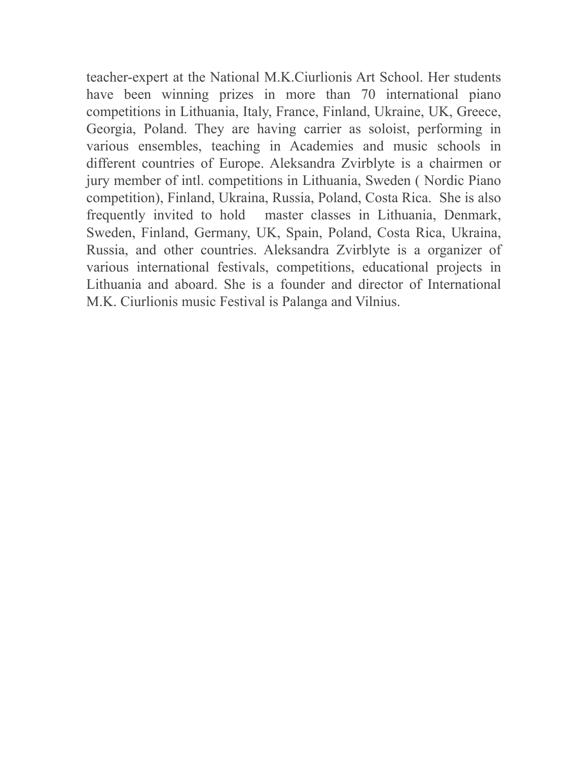teacher-expert at the National M.K.Ciurlionis Art School. Her students have been winning prizes in more than 70 international piano competitions in Lithuania, Italy, France, Finland, Ukraine, UK, Greece, Georgia, Poland. They are having carrier as soloist, performing in various ensembles, teaching in Academies and music schools in different countries of Europe. Aleksandra Zvirblyte is a chairmen or jury member of intl. competitions in Lithuania, Sweden ( Nordic Piano competition), Finland, Ukraina, Russia, Poland, Costa Rica. She is also frequently invited to hold master classes in Lithuania, Denmark, Sweden, Finland, Germany, UK, Spain, Poland, Costa Rica, Ukraina, Russia, and other countries. Aleksandra Zvirblyte is a organizer of various international festivals, competitions, educational projects in Lithuania and aboard. She is a founder and director of International M.K. Ciurlionis music Festival is Palanga and Vilnius.